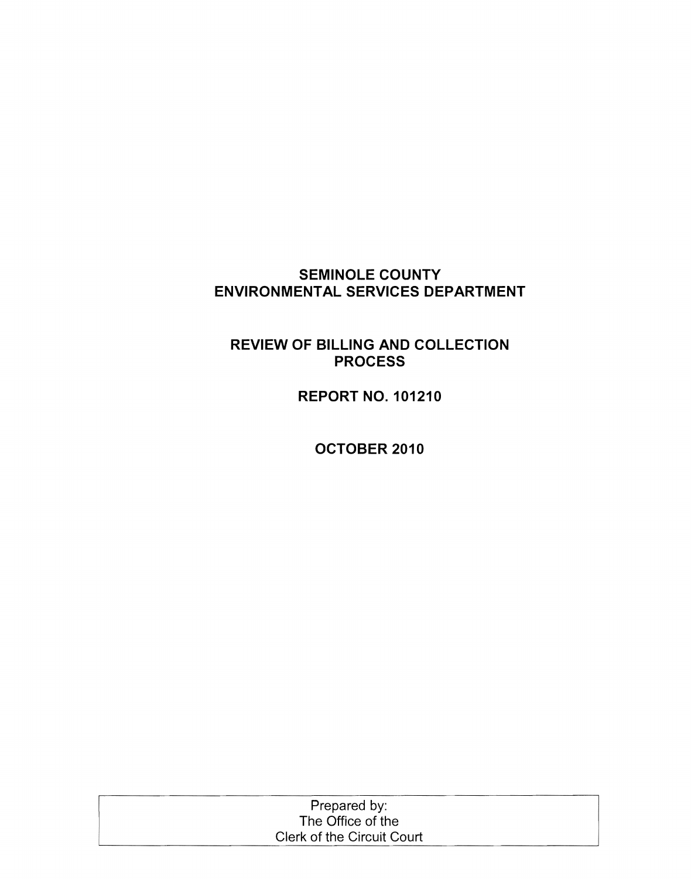# SEMINOLE COUNTY ENVIRONMENTAL SERVICES DEPARTMENT

## REVIEW OF BILLING AND COLLECTION PROCESS

## REPORT NO. 101210

## OCTOBER 2010

Prepared by:
The Office of the
Clerk of the Circuit Court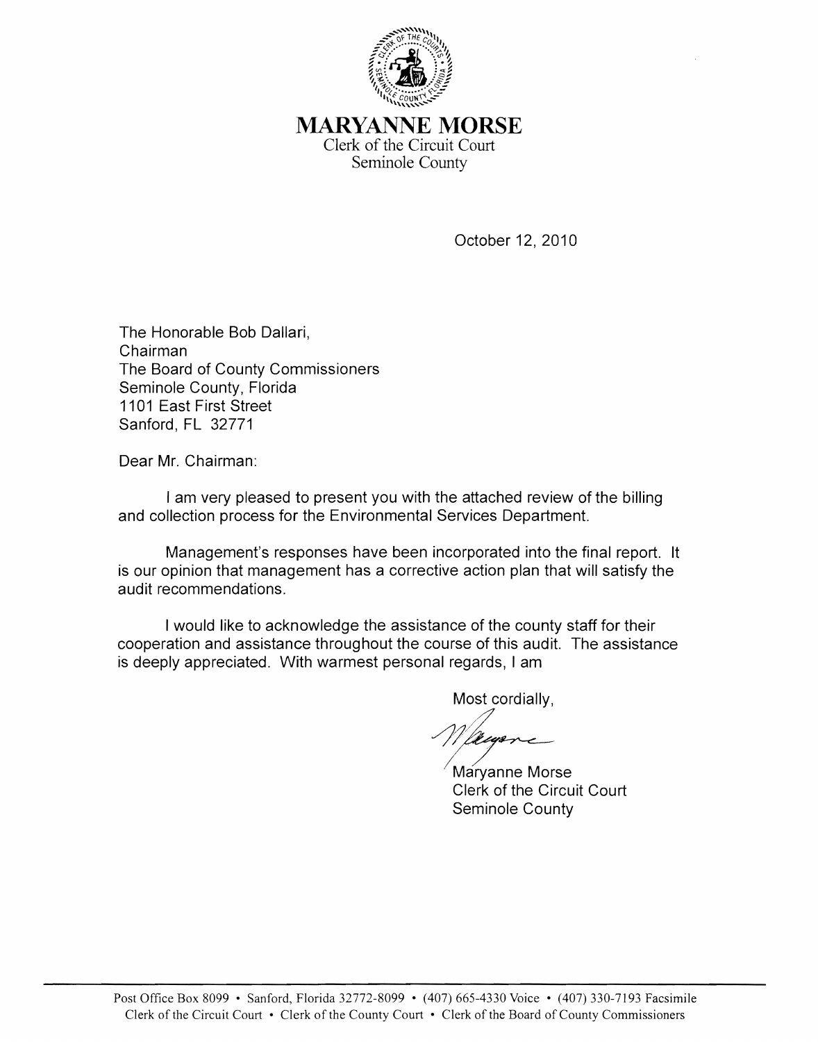# MARYANNE MORSE

Clerk of the Circuit Court
Seminole County

October 12, 2010

The Honorable Bob Dallari,
Chairman
The Board of County Commissioners
Seminole County, Florida
1101 East First Street
Sanford, FL 32771

Dear Mr. Chairman:

I am very pleased to present you with the attached review of the billing and collection process for the Environmental Services Department.

Management's responses have been incorporated into the final report. It is our opinion that management has a corrective action plan that will satisfy the audit recommendations.

I would like to acknowledge the assistance of the county staff for their cooperation and assistance throughout the course of this audit. The assistance is deeply appreciated. With warmest personal regards, I am

Most cordially,

Maryanne Morse
Clerk of the Circuit Court
Seminole County

Post Office Box 8099 • Sanford, Florida 32772-8099 • (407) 665-4330 Voice • (407) 330-7193 Facsimile
Clerk of the Circuit Court • Clerk of the County Court • Clerk of the Board of County Commissioners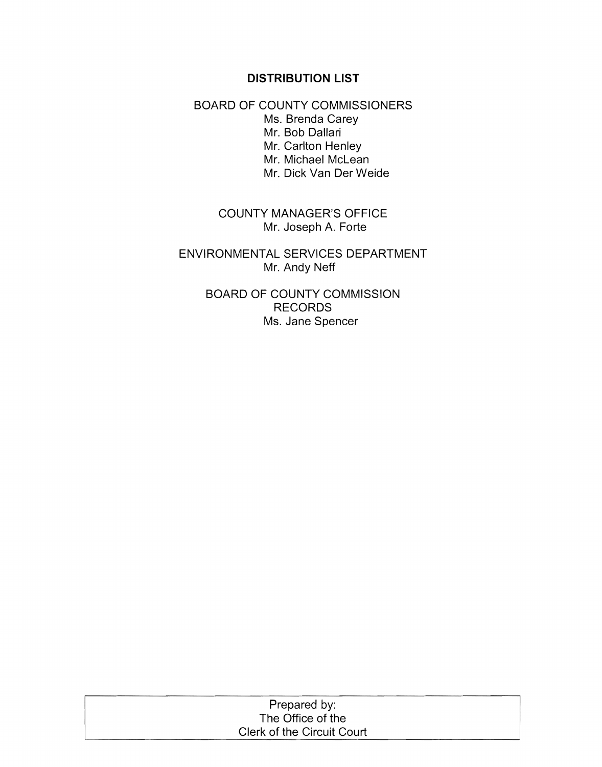## DISTRIBUTION LIST

BOARD OF COUNTY COMMISSIONERS
- Ms. Brenda Carey
- Mr. Bob Dallari
- Mr. Carlton Henley
- Mr. Michael McLean
- Mr. Dick Van Der Weide

COUNTY MANAGER'S OFFICE
- Mr. Joseph A. Forte

ENVIRONMENTAL SERVICES DEPARTMENT
- Mr. Andy Neff

BOARD OF COUNTY COMMISSION RECORDS
- Ms. Jane Spencer

| Prepared by: The Office of the Clerk of the Circuit Court |
|---|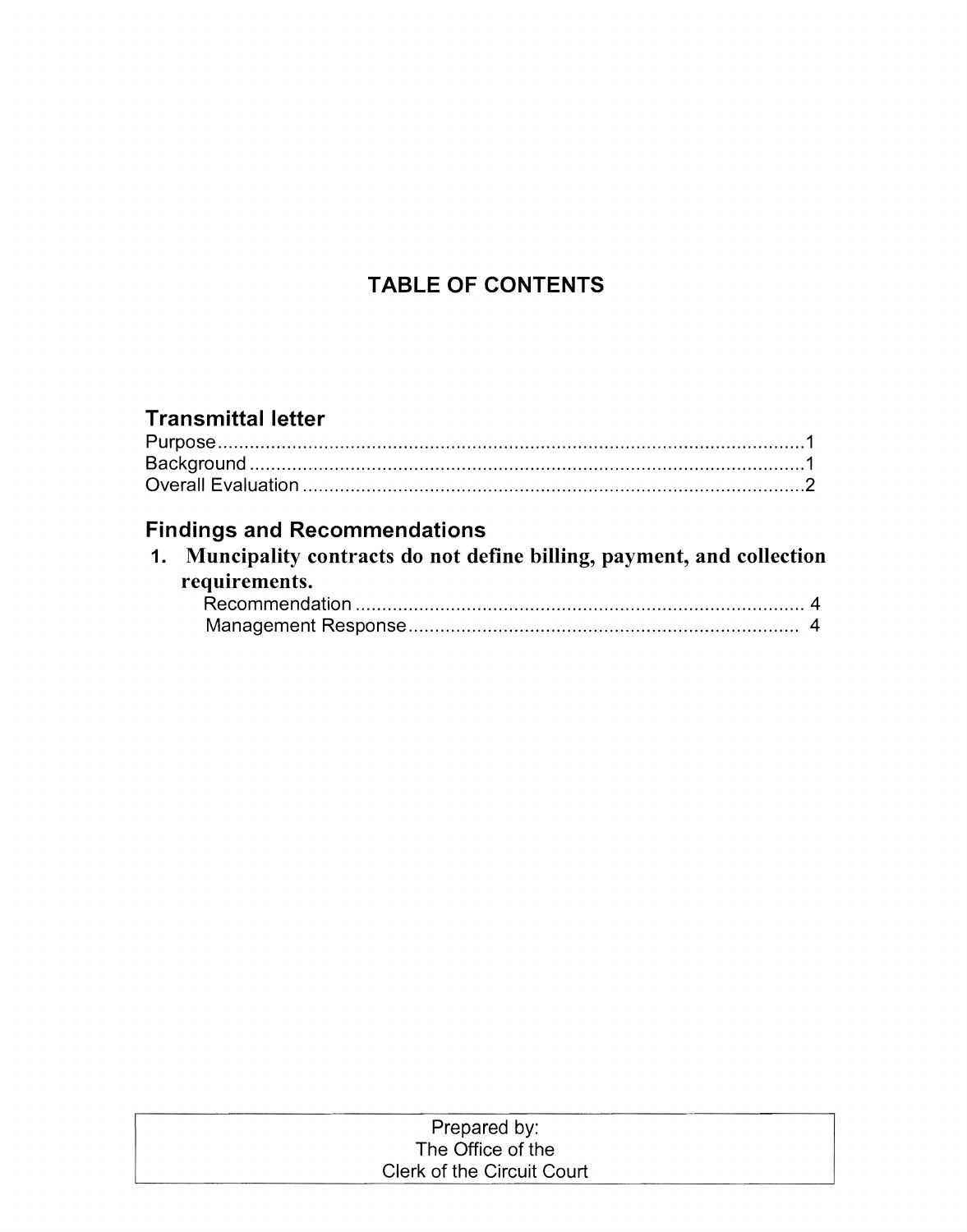# TABLE OF CONTENTS

## Transmittal letter

Purpose ........................................................................................................... 1
Background ..................................................................................................... 1
Overall Evaluation ........................................................................................... 2

## Findings and Recommendations

1. **Muncipality contracts do not define billing, payment, and collection requirements.**
   Recommendation ............................................................................... 4
   Management Response ........................................................................ 4

Prepared by:
The Office of the
Clerk of the Circuit Court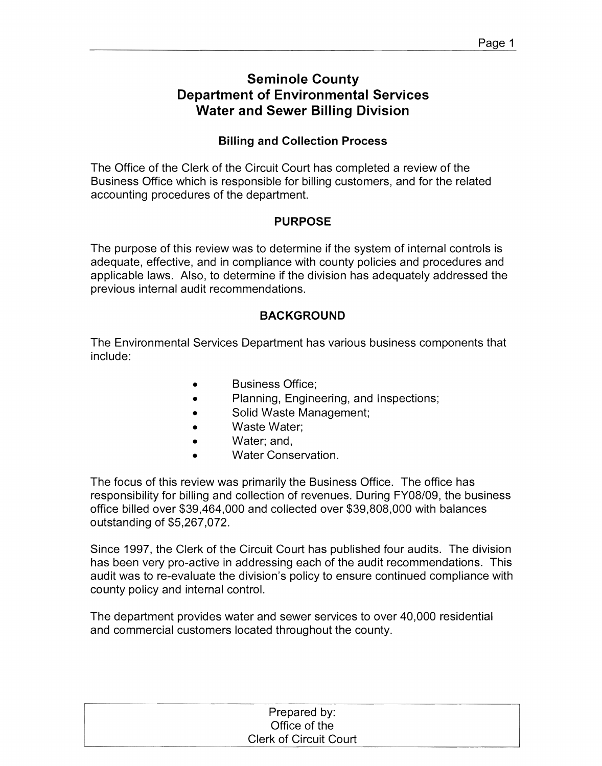# Seminole County
# Department of Environmental Services
# Water and Sewer Billing Division

### Billing and Collection Process

The Office of the Clerk of the Circuit Court has completed a review of the Business Office which is responsible for billing customers, and for the related accounting procedures of the department.

### PURPOSE

The purpose of this review was to determine if the system of internal controls is adequate, effective, and in compliance with county policies and procedures and applicable laws. Also, to determine if the division has adequately addressed the previous internal audit recommendations.

### BACKGROUND

The Environmental Services Department has various business components that include:

- Business Office;
- Planning, Engineering, and Inspections;
- Solid Waste Management;
- Waste Water;
- Water; and,
- Water Conservation.

The focus of this review was primarily the Business Office. The office has responsibility for billing and collection of revenues. During FY08/09, the business office billed over $39,464,000 and collected over $39,808,000 with balances outstanding of $5,267,072.

Since 1997, the Clerk of the Circuit Court has published four audits. The division has been very pro-active in addressing each of the audit recommendations. This audit was to re-evaluate the division's policy to ensure continued compliance with county policy and internal control.

The department provides water and sewer services to over 40,000 residential and commercial customers located throughout the county.

Prepared by:
Office of the
Clerk of Circuit Court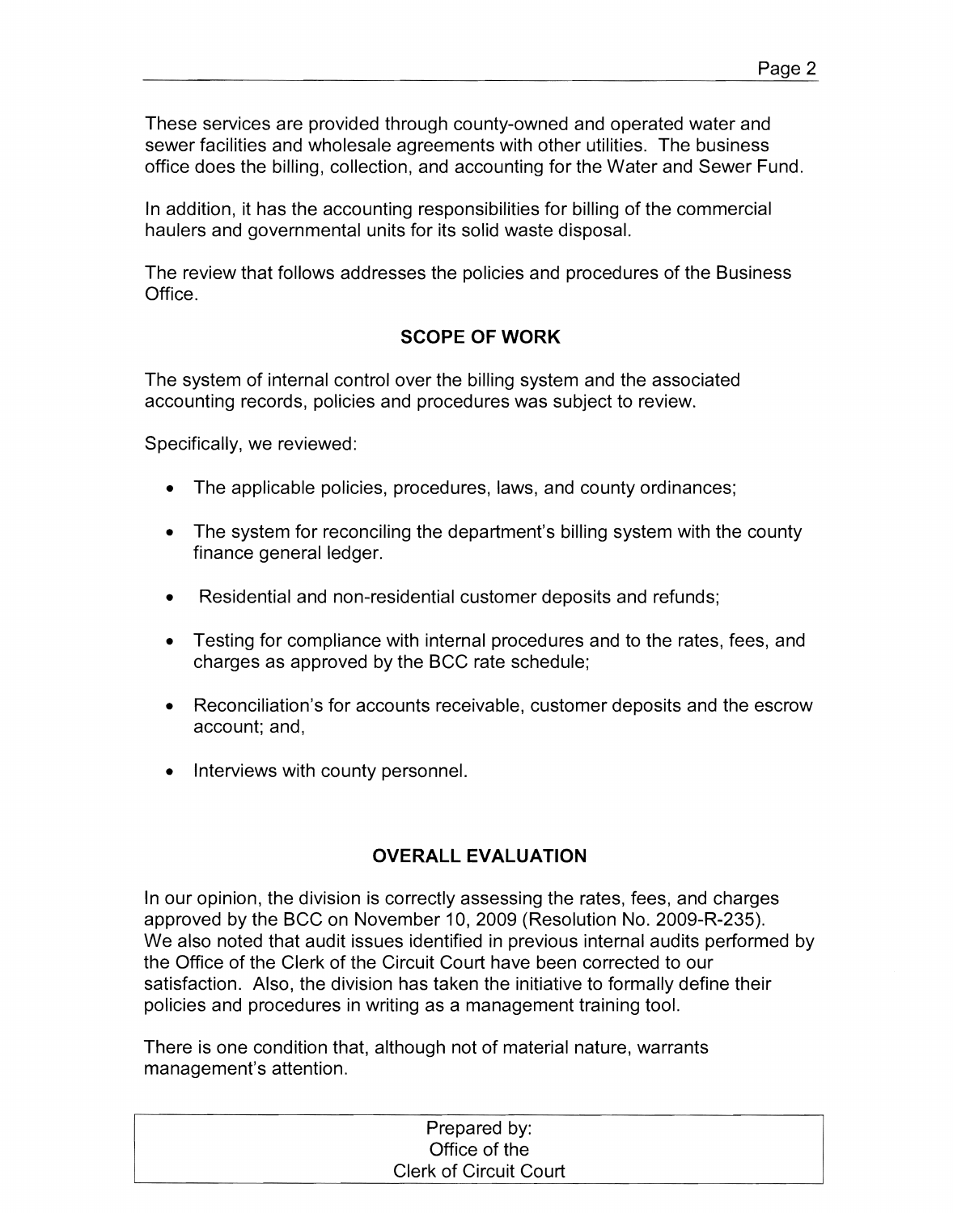These services are provided through county-owned and operated water and sewer facilities and wholesale agreements with other utilities. The business office does the billing, collection, and accounting for the Water and Sewer Fund.

In addition, it has the accounting responsibilities for billing of the commercial haulers and governmental units for its solid waste disposal.

The review that follows addresses the policies and procedures of the Business Office.

## SCOPE OF WORK

The system of internal control over the billing system and the associated accounting records, policies and procedures was subject to review.

Specifically, we reviewed:

- The applicable policies, procedures, laws, and county ordinances;
- The system for reconciling the department's billing system with the county finance general ledger.
- Residential and non-residential customer deposits and refunds;
- Testing for compliance with internal procedures and to the rates, fees, and charges as approved by the BCC rate schedule;
- Reconciliation's for accounts receivable, customer deposits and the escrow account; and,
- Interviews with county personnel.

## OVERALL EVALUATION

In our opinion, the division is correctly assessing the rates, fees, and charges approved by the BCC on November 10, 2009 (Resolution No. 2009-R-235). We also noted that audit issues identified in previous internal audits performed by the Office of the Clerk of the Circuit Court have been corrected to our satisfaction. Also, the division has taken the initiative to formally define their policies and procedures in writing as a management training tool.

There is one condition that, although not of material nature, warrants management's attention.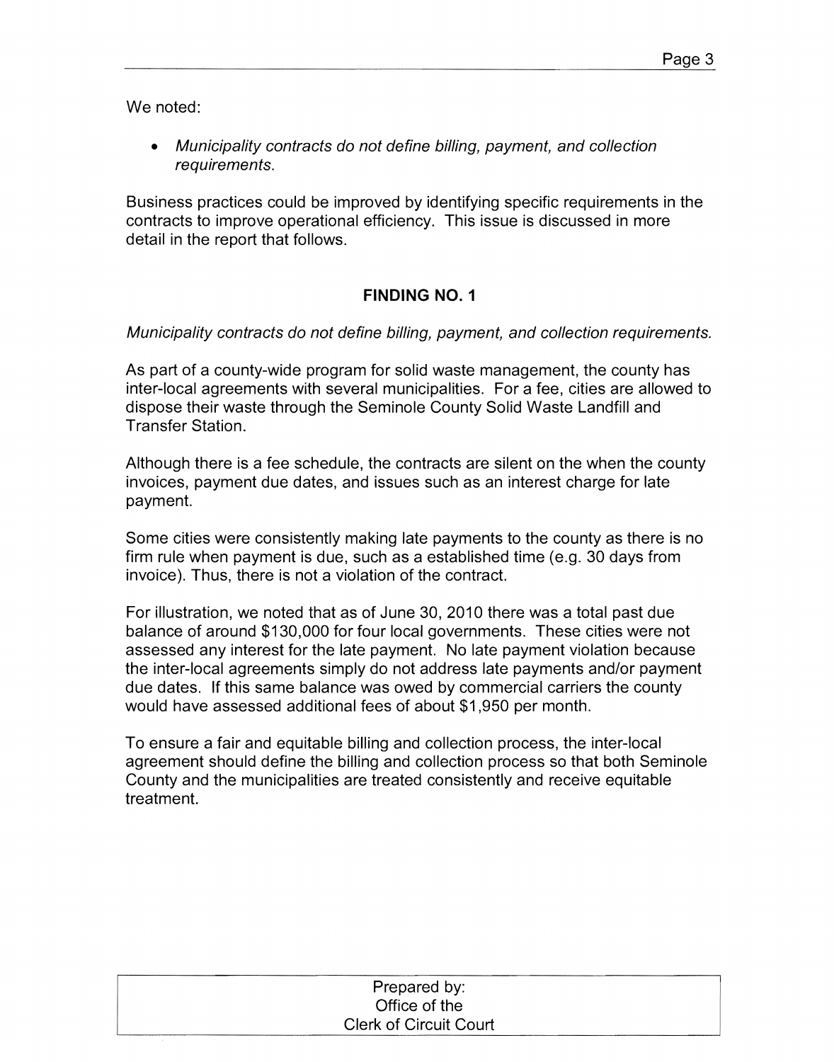We noted:

- *Municipality contracts do not define billing, payment, and collection requirements.*

Business practices could be improved by identifying specific requirements in the contracts to improve operational efficiency. This issue is discussed in more detail in the report that follows.

## FINDING NO. 1

*Municipality contracts do not define billing, payment, and collection requirements.*

As part of a county-wide program for solid waste management, the county has inter-local agreements with several municipalities. For a fee, cities are allowed to dispose their waste through the Seminole County Solid Waste Landfill and Transfer Station.

Although there is a fee schedule, the contracts are silent on the when the county invoices, payment due dates, and issues such as an interest charge for late payment.

Some cities were consistently making late payments to the county as there is no firm rule when payment is due, such as a established time (e.g. 30 days from invoice). Thus, there is not a violation of the contract.

For illustration, we noted that as of June 30, 2010 there was a total past due balance of around $130,000 for four local governments. These cities were not assessed any interest for the late payment. No late payment violation because the inter-local agreements simply do not address late payments and/or payment due dates. If this same balance was owed by commercial carriers the county would have assessed additional fees of about $1,950 per month.

To ensure a fair and equitable billing and collection process, the inter-local agreement should define the billing and collection process so that both Seminole County and the municipalities are treated consistently and receive equitable treatment.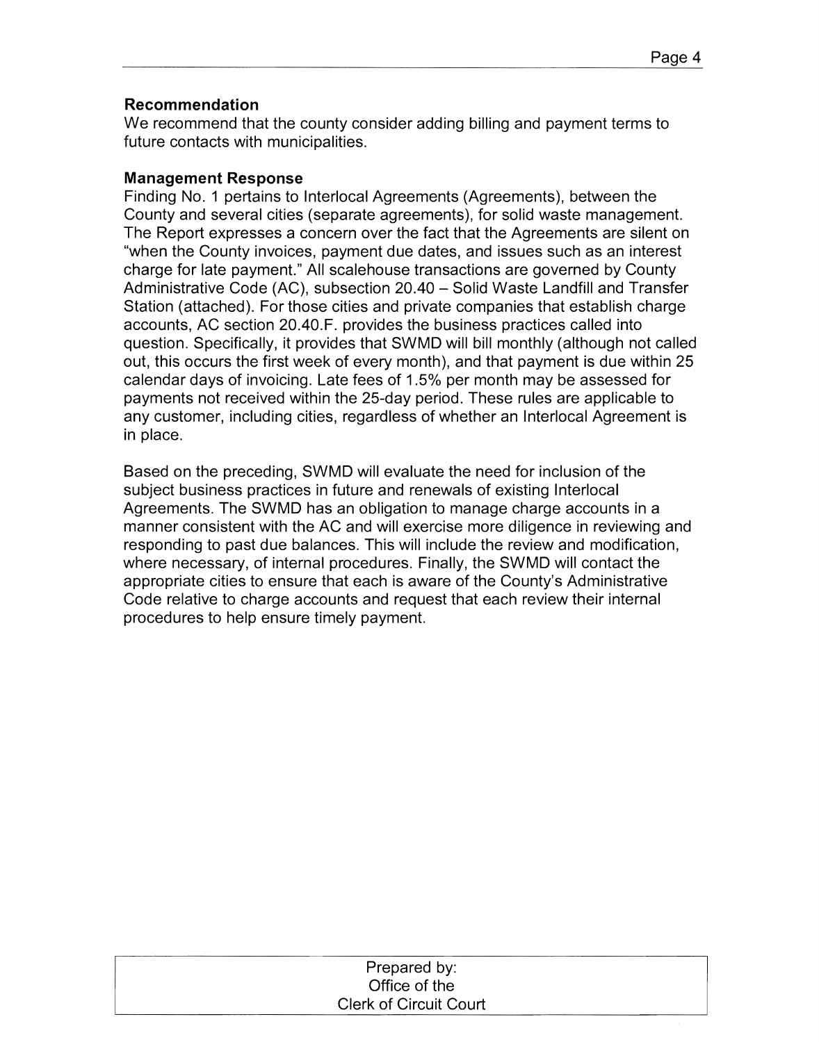**Recommendation**

We recommend that the county consider adding billing and payment terms to future contacts with municipalities.

**Management Response**

Finding No. 1 pertains to Interlocal Agreements (Agreements), between the County and several cities (separate agreements), for solid waste management. The Report expresses a concern over the fact that the Agreements are silent on "when the County invoices, payment due dates, and issues such as an interest charge for late payment." All scalehouse transactions are governed by County Administrative Code (AC), subsection 20.40 – Solid Waste Landfill and Transfer Station (attached). For those cities and private companies that establish charge accounts, AC section 20.40.F. provides the business practices called into question. Specifically, it provides that SWMD will bill monthly (although not called out, this occurs the first week of every month), and that payment is due within 25 calendar days of invoicing. Late fees of 1.5% per month may be assessed for payments not received within the 25-day period. These rules are applicable to any customer, including cities, regardless of whether an Interlocal Agreement is in place.

Based on the preceding, SWMD will evaluate the need for inclusion of the subject business practices in future and renewals of existing Interlocal Agreements. The SWMD has an obligation to manage charge accounts in a manner consistent with the AC and will exercise more diligence in reviewing and responding to past due balances. This will include the review and modification, where necessary, of internal procedures. Finally, the SWMD will contact the appropriate cities to ensure that each is aware of the County's Administrative Code relative to charge accounts and request that each review their internal procedures to help ensure timely payment.